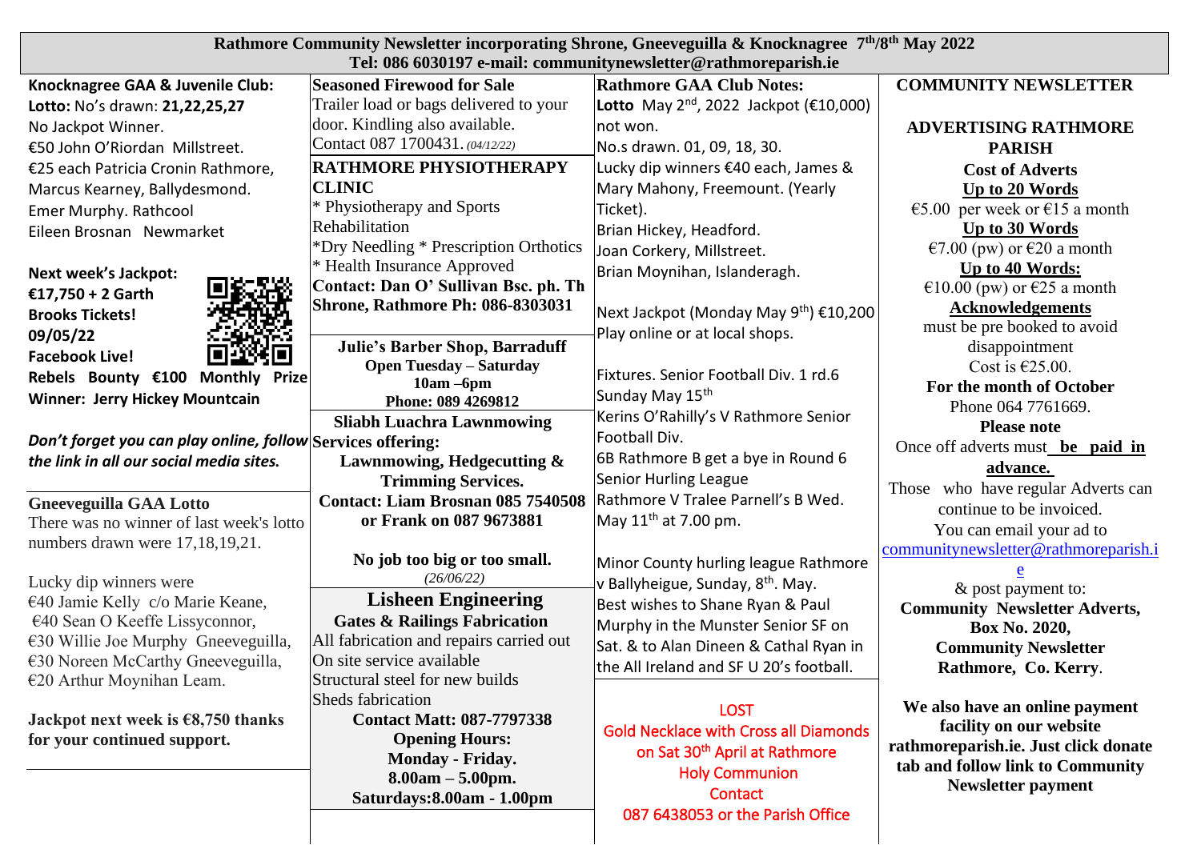# Rathmore Community Newsletter incorporating Shrone, Gneeveguilla & Knocknagree 7th/8th May 2022

**Tel: 086 6030197 e-mail: communitynewsletter@rathmoreparish.ie**

**Knocknagree GAA & Juvenile Club:**

**Lotto:** No's drawn: **21,22,25,27**

No Jackpot Winner.

€50 John O'Riordan Millstreet.

€25 each Patricia Cronin Rathmore, Marcus Kearney, Ballydesmond.

Emer Murphy. Rathcool

Eileen Brosnan Newmarket

**Next week's Jackpot: €17,750 + 2 Garth Brooks Tickets! 09/05/22 Facebook Live!**

**Rebels Bounty €100 Monthly Prize Winner: Jerry Hickey Mountcain**

***Don't forget you can play online, follow the link in all our social media sites.***

**Gneeveguilla GAA Lotto**

There was no winner of last week's lotto numbers drawn were 17,18,19,21.

Lucky dip winners were

€40 Jamie Kelly c/o Marie Keane,

€40 Sean O Keeffe Lissyconnor,

€30 Willie Joe Murphy Gneeveguilla,

€30 Noreen McCarthy Gneeveguilla,

€20 Arthur Moynihan Leam.

**Jackpot next week is €8,750 thanks for your continued support.**

---

**Seasoned Firewood for Sale**

Trailer load or bags delivered to your door. Kindling also available.

Contact 087 1700431. *(04/12/22)*

---

**RATHMORE PHYSIOTHERAPY CLINIC**

* Physiotherapy and Sports Rehabilitation

*Dry Needling * Prescription Orthotics

* Health Insurance Approved

**Contact: Dan O' Sullivan Bsc. ph. Th Shrone, Rathmore Ph: 086-8303031**

---

**Julie's Barber Shop, Barraduff**

**Open Tuesday – Saturday**

**10am –6pm**

**Phone: 089 4269812**

---

**Sliabh Luachra Lawnmowing Services offering:**

**Lawnmowing, Hedgecutting & Trimming Services.**

**Contact: Liam Brosnan 085 7540508 or Frank on 087 9673881**

**No job too big or too small.**

*(26/06/22)*

---

**Lisheen Engineering**

**Gates & Railings Fabrication**

All fabrication and repairs carried out

On site service available

Structural steel for new builds

Sheds fabrication

**Contact Matt: 087-7797338**

**Opening Hours:**

**Monday - Friday.**

**8.00am – 5.00pm.**

**Saturdays:8.00am - 1.00pm**

---

**Rathmore GAA Club Notes:**

**Lotto** May 2nd, 2022 Jackpot (€10,000) not won.

No.s drawn. 01, 09, 18, 30.

Lucky dip winners €40 each, James & Mary Mahony, Freemount. (Yearly Ticket).

Brian Hickey, Headford.

Joan Corkery, Millstreet.

Brian Moynihan, Islanderagh.

Next Jackpot (Monday May 9th) €10,200

Play online or at local shops.

Fixtures. Senior Football Div. 1 rd.6 Sunday May 15th

Kerins O'Rahilly's V Rathmore Senior Football Div.

6B Rathmore B get a bye in Round 6

Senior Hurling League

Rathmore V Tralee Parnell's B Wed. May 11th at 7.00 pm.

Minor County hurling league Rathmore v Ballyheigue, Sunday, 8th. May.

Best wishes to Shane Ryan & Paul Murphy in the Munster Senior SF on Sat. & to Alan Dineen & Cathal Ryan in the All Ireland and SF U 20's football.

---

LOST

Gold Necklace with Cross all Diamonds on Sat 30th April at Rathmore Holy Communion

Contact

087 6438053 or the Parish Office

---

**COMMUNITY NEWSLETTER**

**ADVERTISING RATHMORE PARISH**

**Cost of Adverts**

**Up to 20 Words**

€5.00 per week or €15 a month

**Up to 30 Words**

€7.00 (pw) or €20 a month

**Up to 40 Words:**

€10.00 (pw) or €25 a month

**Acknowledgements**

must be pre booked to avoid disappointment

Cost is €25.00.

**For the month of October**

Phone 064 7761669.

**Please note**

Once off adverts must **be paid in advance.**

Those who have regular Adverts can continue to be invoiced.

You can email your ad to communitynewsletter@rathmoreparish.ie

& post payment to:

**Community Newsletter Adverts, Box No. 2020, Community Newsletter Rathmore, Co. Kerry.**

**We also have an online payment facility on our website rathmoreparish.ie. Just click donate tab and follow link to Community Newsletter payment**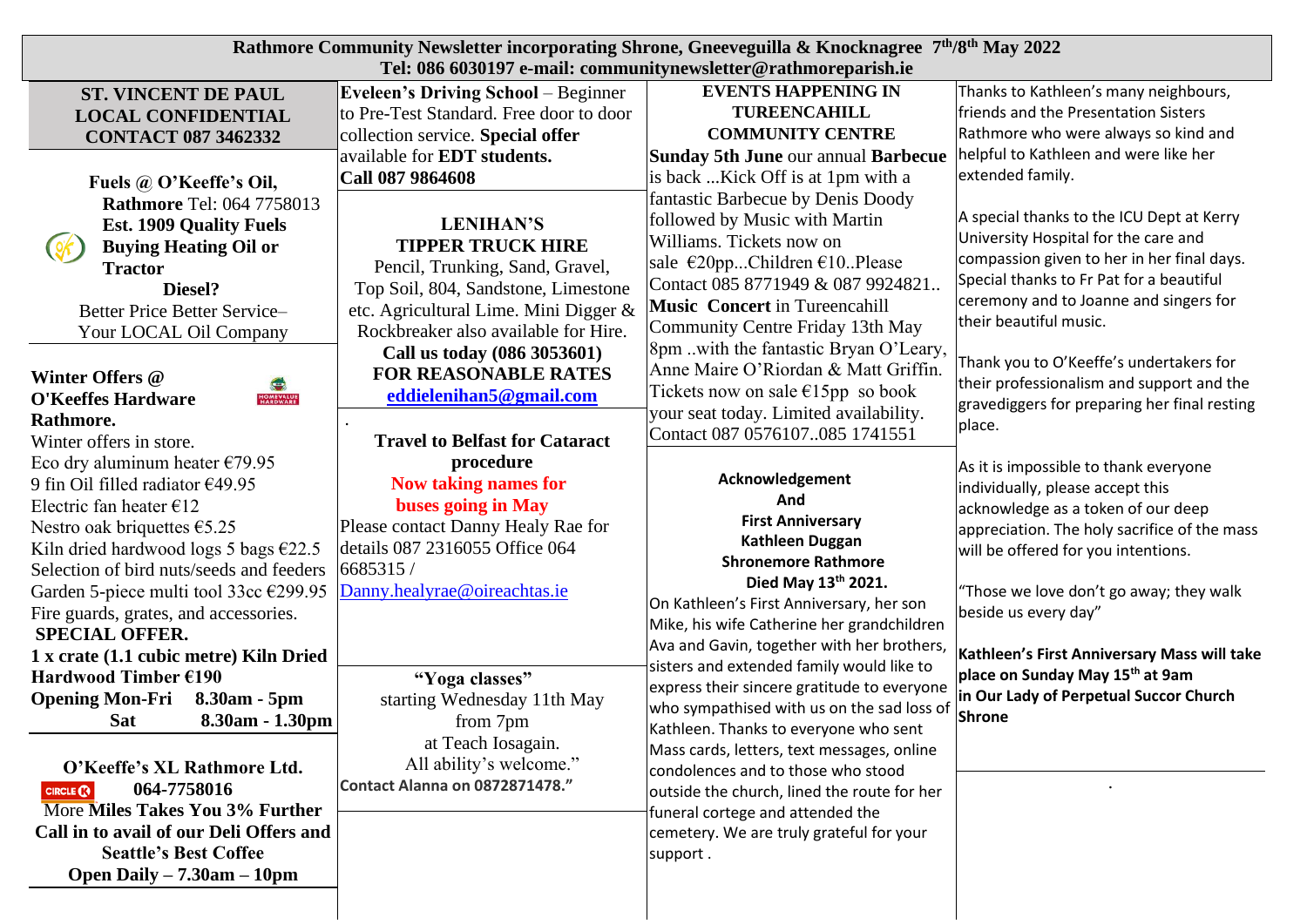# Rathmore Community Newsletter incorporating Shrone, Gneeveguilla & Knocknagree 7th/8th May 2022

Tel: 086 6030197 e-mail: communitynewsletter@rathmoreparish.ie

**ST. VINCENT DE PAUL LOCAL CONFIDENTIAL CONTACT 087 3462332**

**Fuels @ O'Keeffe's Oil, Rathmore** Tel: 064 7758013
**Est. 1909 Quality Fuels**
**Buying Heating Oil or Tractor Diesel?**
Better Price Better Service– Your LOCAL Oil Company

**Winter Offers @ O'Keeffes Hardware Rathmore.**
Winter offers in store.
Eco dry aluminum heater €79.95
9 fin Oil filled radiator €49.95
Electric fan heater €12
Nestro oak briquettes €5.25
Kiln dried hardwood logs 5 bags €22.5
Selection of bird nuts/seeds and feeders
Garden 5-piece multi tool 33cc €299.95
Fire guards, grates, and accessories.
**SPECIAL OFFER.**
**1 x crate (1.1 cubic metre) Kiln Dried Hardwood Timber €190**
**Opening Mon-Fri 8.30am - 5pm**
**Sat 8.30am - 1.30pm**

**O'Keeffe's XL Rathmore Ltd.**
**064-7758016**
More **Miles Takes You 3% Further**
**Call in to avail of our Deli Offers and Seattle's Best Coffee**
**Open Daily – 7.30am – 10pm**

**Eveleen's Driving School** – Beginner to Pre-Test Standard. Free door to door collection service. **Special offer** available for **EDT students.**
**Call 087 9864608**

**LENIHAN'S TIPPER TRUCK HIRE**
Pencil, Trunking, Sand, Gravel, Top Soil, 804, Sandstone, Limestone etc. Agricultural Lime. Mini Digger & Rockbreaker also available for Hire.
**Call us today (086 3053601) FOR REASONABLE RATES**
**eddielenihan5@gmail.com**

**Travel to Belfast for Cataract procedure**
**Now taking names for buses going in May**
Please contact Danny Healy Rae for details 087 2316055 Office 064 6685315 / Danny.healyrae@oireachtas.ie

**"Yoga classes"**
starting Wednesday 11th May from 7pm at Teach Iosagain.
All ability's welcome."
**Contact Alanna on 0872871478."**

**EVENTS HAPPENING IN TUREENCAHILL COMMUNITY CENTRE**

**Sunday 5th June** our annual **Barbecue** is back ...Kick Off is at 1pm with a fantastic Barbecue by Denis Doody followed by Music with Martin Williams. Tickets now on sale €20pp...Children €10..Please Contact 085 8771949 & 087 9924821..
**Music Concert** in Tureencahill Community Centre Friday 13th May 8pm ..with the fantastic Bryan O'Leary, Anne Maire O'Riordan & Matt Griffin. Tickets now on sale €15pp so book your seat today. Limited availability. Contact 087 0576107..085 1741551

**Acknowledgement And First Anniversary**
**Kathleen Duggan**
**Shronemore Rathmore**
**Died May 13th 2021.**

On Kathleen's First Anniversary, her son Mike, his wife Catherine her grandchildren Ava and Gavin, together with her brothers, sisters and extended family would like to express their sincere gratitude to everyone who sympathised with us on the sad loss of Kathleen. Thanks to everyone who sent Mass cards, letters, text messages, online condolences and to those who stood outside the church, lined the route for her funeral cortege and attended the cemetery. We are truly grateful for your support .

Thanks to Kathleen's many neighbours, friends and the Presentation Sisters Rathmore who were always so kind and helpful to Kathleen and were like her extended family.

A special thanks to the ICU Dept at Kerry University Hospital for the care and compassion given to her in her final days. Special thanks to Fr Pat for a beautiful ceremony and to Joanne and singers for their beautiful music.

Thank you to O'Keeffe's undertakers for their professionalism and support and the gravediggers for preparing her final resting place.

As it is impossible to thank everyone individually, please accept this acknowledge as a token of our deep appreciation. The holy sacrifice of the mass will be offered for you intentions.

"Those we love don't go away; they walk beside us every day"

**Kathleen's First Anniversary Mass will take place on Sunday May 15th at 9am in Our Lady of Perpetual Succor Church Shrone**